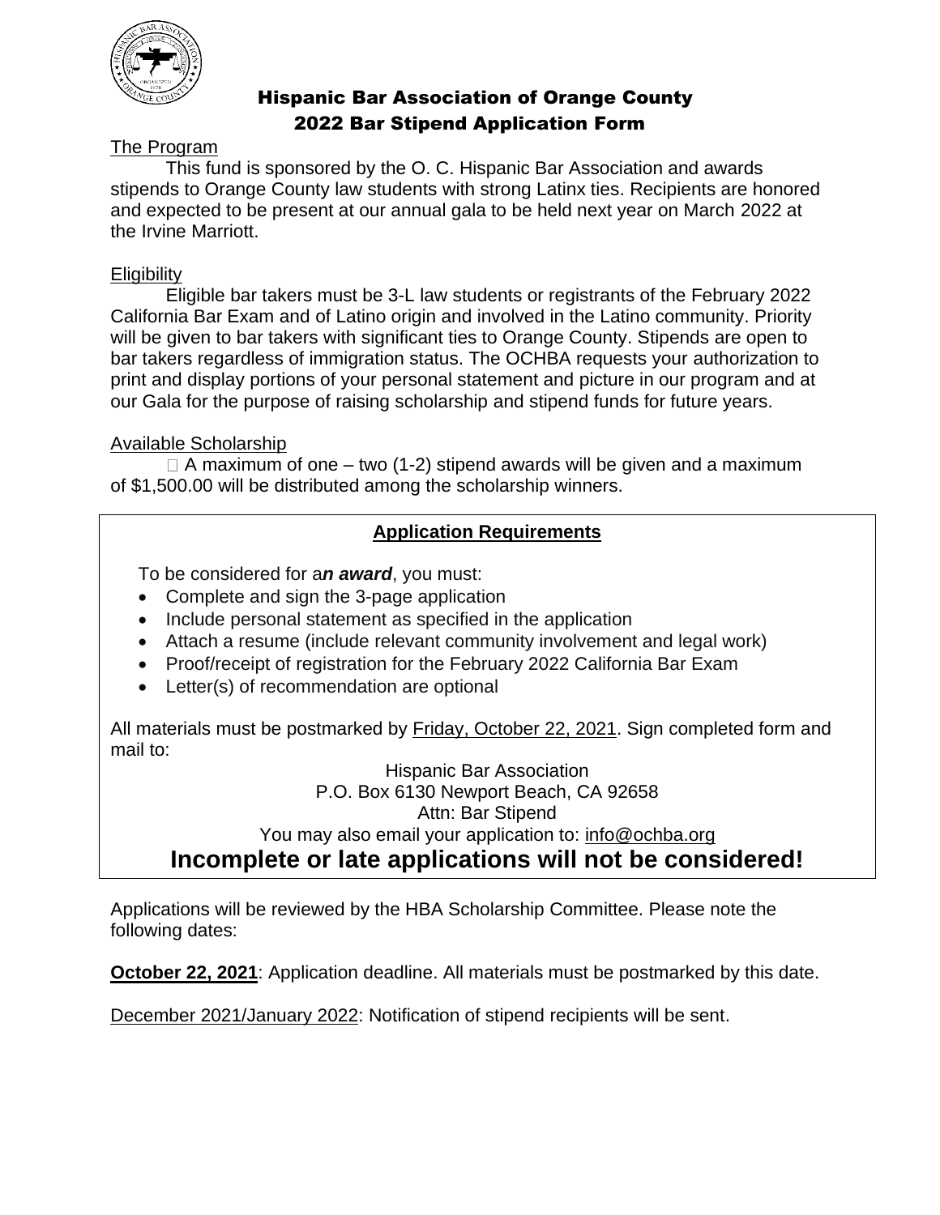# Hispanic Bar Association of Orange County
## 2022 Bar Stipend Application Form

The Program

This fund is sponsored by the O. C. Hispanic Bar Association and awards stipends to Orange County law students with strong Latinx ties. Recipients are honored and expected to be present at our annual gala to be held next year on March 2022 at the Irvine Marriott.

Eligibility

Eligible bar takers must be 3-L law students or registrants of the February 2022 California Bar Exam and of Latino origin and involved in the Latino community. Priority will be given to bar takers with significant ties to Orange County. Stipends are open to bar takers regardless of immigration status. The OCHBA requests your authorization to print and display portions of your personal statement and picture in our program and at our Gala for the purpose of raising scholarship and stipend funds for future years.

Available Scholarship

A maximum of one – two (1-2) stipend awards will be given and a maximum of $1,500.00 will be distributed among the scholarship winners.

**Application Requirements**

To be considered for a***n award***, you must:

- Complete and sign the 3-page application
- Include personal statement as specified in the application
- Attach a resume (include relevant community involvement and legal work)
- Proof/receipt of registration for the February 2022 California Bar Exam
- Letter(s) of recommendation are optional

All materials must be postmarked by Friday, October 22, 2021. Sign completed form and mail to:

Hispanic Bar Association
P.O. Box 6130 Newport Beach, CA 92658
Attn: Bar Stipend
You may also email your application to: info@ochba.org

**Incomplete or late applications will not be considered!**

Applications will be reviewed by the HBA Scholarship Committee. Please note the following dates:

**October 22, 2021**: Application deadline. All materials must be postmarked by this date.

December 2021/January 2022: Notification of stipend recipients will be sent.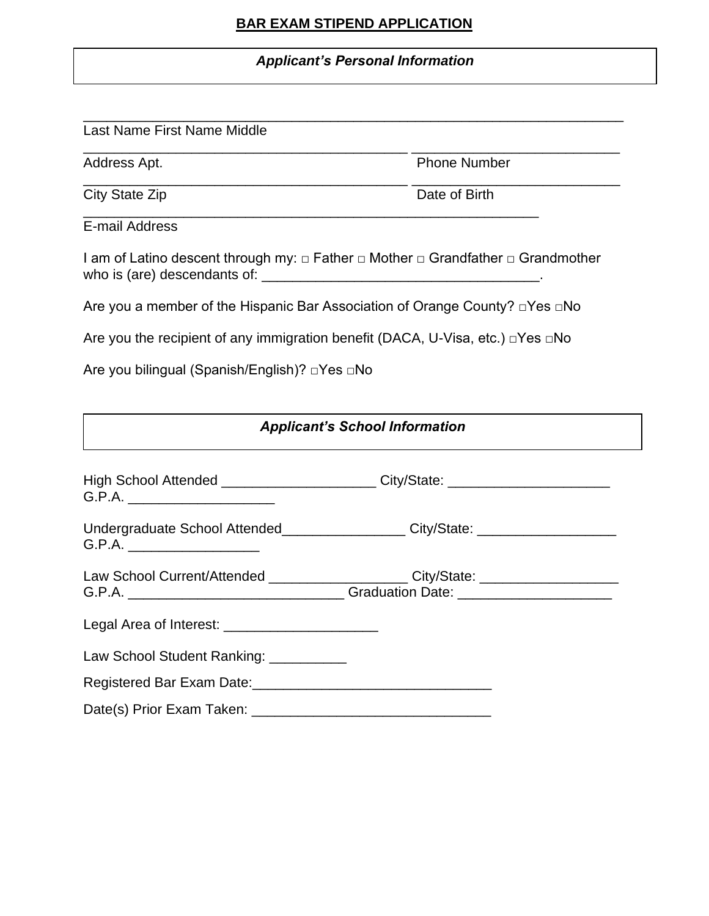# BAR EXAM STIPEND APPLICATION

## *Applicant's Personal Information*

_______________________________________________________________________

Last Name First Name Middle

__________________________________________ ___________________________

Address Apt. Phone Number

__________________________________________ ___________________________

City State Zip Date of Birth

___________________________________________________________

E-mail Address

I am of Latino descent through my: □ Father □ Mother □ Grandfather □ Grandmother who is (are) descendants of: ___________________________________.

Are you a member of the Hispanic Bar Association of Orange County? □Yes □No

Are you the recipient of any immigration benefit (DACA, U-Visa, etc.) □Yes □No

Are you bilingual (Spanish/English)? □Yes □No

## *Applicant's School Information*

High School Attended ____________________ City/State: _____________________ G.P.A. ___________________

Undergraduate School Attended________________ City/State: __________________ G.P.A. _________________

Law School Current/Attended __________________ City/State: __________________ G.P.A. ____________________________ Graduation Date: ____________________

Legal Area of Interest: ____________________

Law School Student Ranking: __________

Registered Bar Exam Date:_______________________________

Date(s) Prior Exam Taken: _______________________________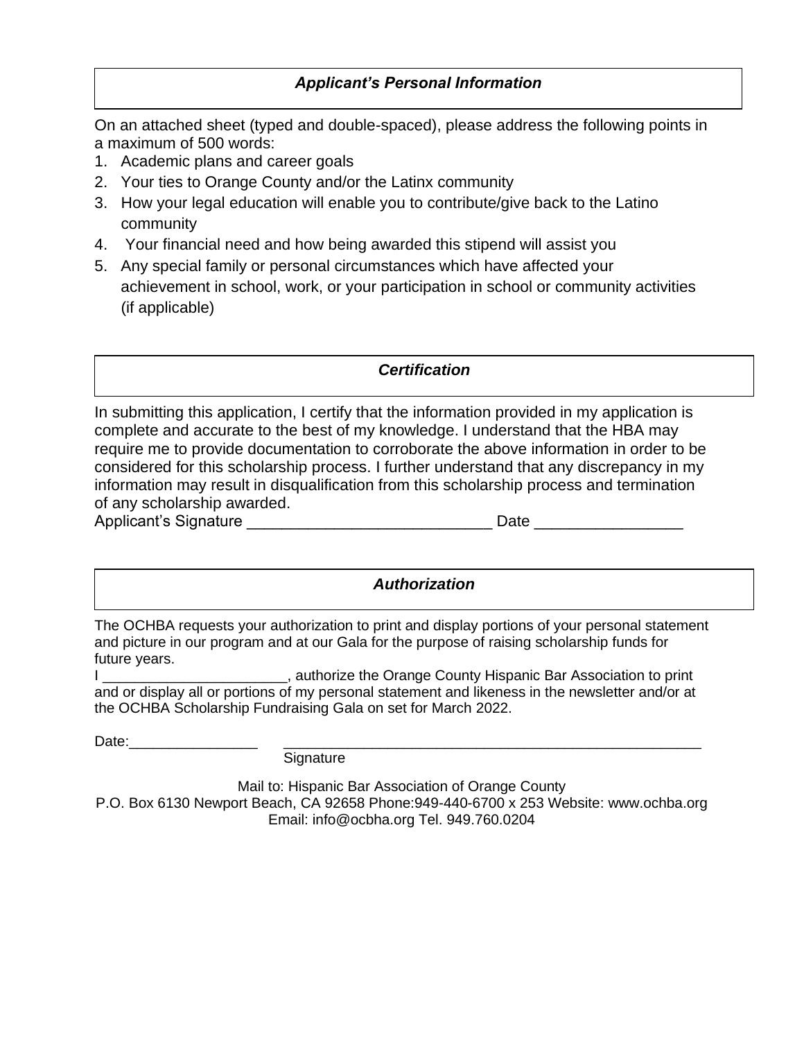### *Applicant's Personal Information*

On an attached sheet (typed and double-spaced), please address the following points in a maximum of 500 words:

1. Academic plans and career goals
2. Your ties to Orange County and/or the Latinx community
3. How your legal education will enable you to contribute/give back to the Latino community
4. Your financial need and how being awarded this stipend will assist you
5. Any special family or personal circumstances which have affected your achievement in school, work, or your participation in school or community activities (if applicable)

### *Certification*

In submitting this application, I certify that the information provided in my application is complete and accurate to the best of my knowledge. I understand that the HBA may require me to provide documentation to corroborate the above information in order to be considered for this scholarship process. I further understand that any discrepancy in my information may result in disqualification from this scholarship process and termination of any scholarship awarded.

Applicant's Signature ____________________________ Date _________________

### *Authorization*

The OCHBA requests your authorization to print and display portions of your personal statement and picture in our program and at our Gala for the purpose of raising scholarship funds for future years.

I _______________________, authorize the Orange County Hispanic Bar Association to print and or display all or portions of my personal statement and likeness in the newsletter and/or at the OCHBA Scholarship Fundraising Gala on set for March 2022.

Date:________________ _______________________________________________________

Signature

Mail to: Hispanic Bar Association of Orange County
P.O. Box 6130 Newport Beach, CA 92658 Phone:949-440-6700 x 253 Website: www.ochba.org
Email: info@ocbha.org Tel. 949.760.0204